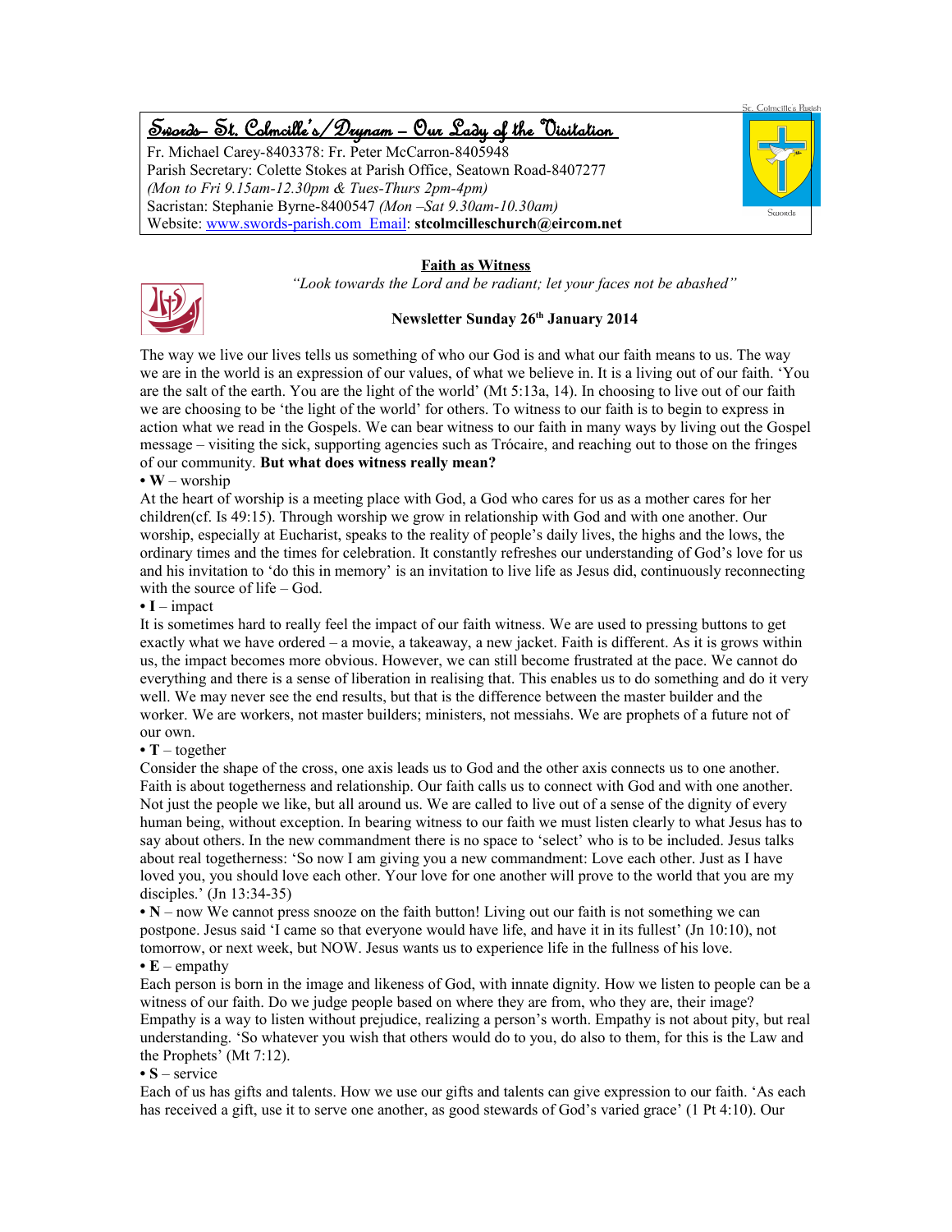# Swords- St. Colmcille's/Drynam – Our Lady of the Visitation

Fr. Michael Carey-8403378: Fr. Peter McCarron-8405948
Parish Secretary: Colette Stokes at Parish Office, Seatown Road-8407277
*(Mon to Fri 9.15am-12.30pm & Tues-Thurs 2pm-4pm)*
Sacristan: Stephanie Byrne-8400547 *(Mon –Sat 9.30am-10.30am)*
Website: www.swords-parish.com Email: **stcolmcilleschurch@eircom.net**

St. Colmcille's Parish

Swords

## Faith as Witness

*"Look towards the Lord and be radiant; let your faces not be abashed"*

**Newsletter Sunday 26th January 2014**

The way we live our lives tells us something of who our God is and what our faith means to us. The way we are in the world is an expression of our values, of what we believe in. It is a living out of our faith. 'You are the salt of the earth. You are the light of the world' (Mt 5:13a, 14). In choosing to live out of our faith we are choosing to be 'the light of the world' for others. To witness to our faith is to begin to express in action what we read in the Gospels. We can bear witness to our faith in many ways by living out the Gospel message – visiting the sick, supporting agencies such as Trócaire, and reaching out to those on the fringes of our community. **But what does witness really mean?**

• **W** – worship

At the heart of worship is a meeting place with God, a God who cares for us as a mother cares for her children(cf. Is 49:15). Through worship we grow in relationship with God and with one another. Our worship, especially at Eucharist, speaks to the reality of people's daily lives, the highs and the lows, the ordinary times and the times for celebration. It constantly refreshes our understanding of God's love for us and his invitation to 'do this in memory' is an invitation to live life as Jesus did, continuously reconnecting with the source of life – God.

• **I** – impact

It is sometimes hard to really feel the impact of our faith witness. We are used to pressing buttons to get exactly what we have ordered – a movie, a takeaway, a new jacket. Faith is different. As it is grows within us, the impact becomes more obvious. However, we can still become frustrated at the pace. We cannot do everything and there is a sense of liberation in realising that. This enables us to do something and do it very well. We may never see the end results, but that is the difference between the master builder and the worker. We are workers, not master builders; ministers, not messiahs. We are prophets of a future not of our own.

• **T** – together

Consider the shape of the cross, one axis leads us to God and the other axis connects us to one another. Faith is about togetherness and relationship. Our faith calls us to connect with God and with one another. Not just the people we like, but all around us. We are called to live out of a sense of the dignity of every human being, without exception. In bearing witness to our faith we must listen clearly to what Jesus has to say about others. In the new commandment there is no space to 'select' who is to be included. Jesus talks about real togetherness: 'So now I am giving you a new commandment: Love each other. Just as I have loved you, you should love each other. Your love for one another will prove to the world that you are my disciples.' (Jn 13:34-35)

• **N** – now We cannot press snooze on the faith button! Living out our faith is not something we can postpone. Jesus said 'I came so that everyone would have life, and have it in its fullest' (Jn 10:10), not tomorrow, or next week, but NOW. Jesus wants us to experience life in the fullness of his love.

• **E** – empathy

Each person is born in the image and likeness of God, with innate dignity. How we listen to people can be a witness of our faith. Do we judge people based on where they are from, who they are, their image? Empathy is a way to listen without prejudice, realizing a person's worth. Empathy is not about pity, but real understanding. 'So whatever you wish that others would do to you, do also to them, for this is the Law and the Prophets' (Mt 7:12).

• **S** – service

Each of us has gifts and talents. How we use our gifts and talents can give expression to our faith. 'As each has received a gift, use it to serve one another, as good stewards of God's varied grace' (1 Pt 4:10). Our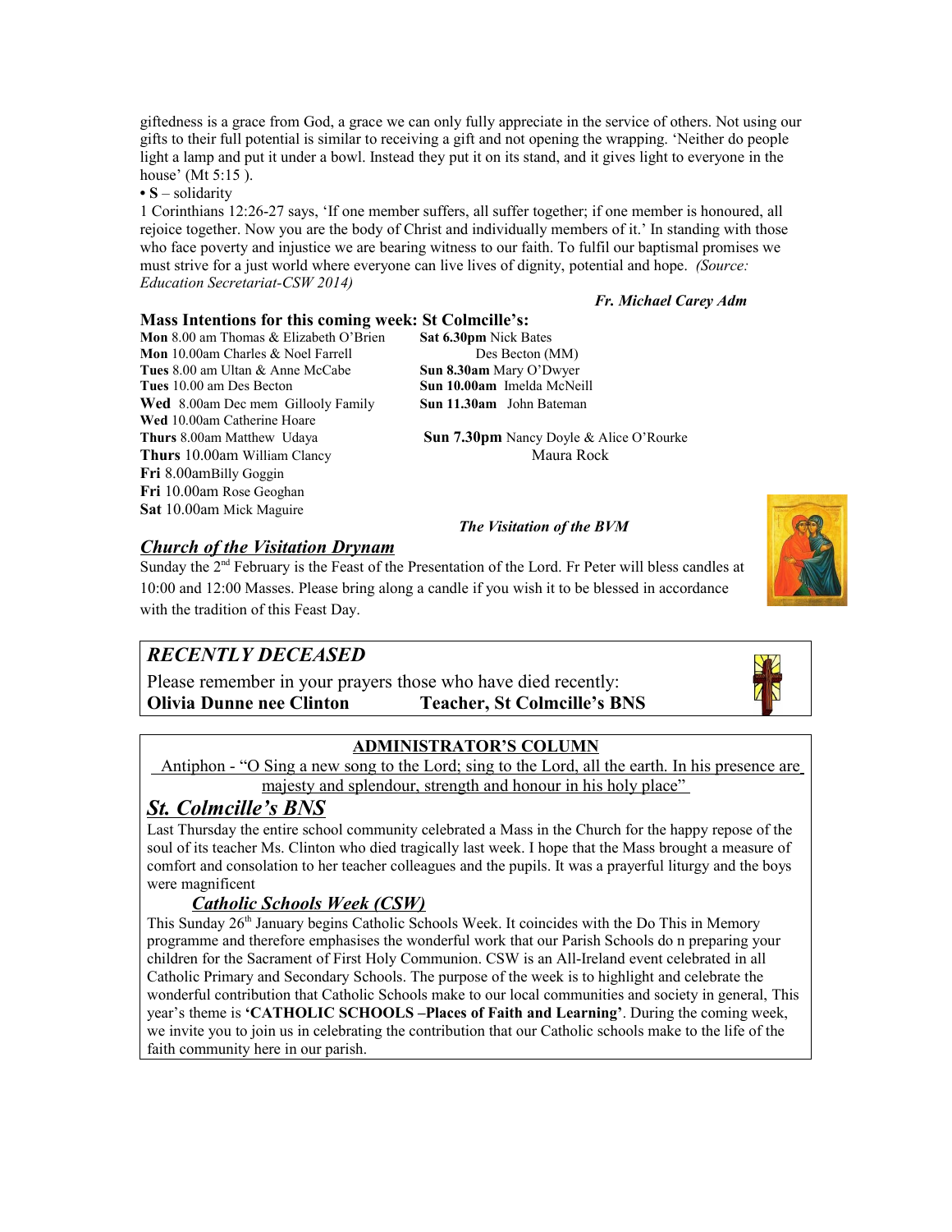giftedness is a grace from God, a grace we can only fully appreciate in the service of others. Not using our gifts to their full potential is similar to receiving a gift and not opening the wrapping. 'Neither do people light a lamp and put it under a bowl. Instead they put it on its stand, and it gives light to everyone in the house' (Mt 5:15 ).

• **S** – solidarity

1 Corinthians 12:26-27 says, 'If one member suffers, all suffer together; if one member is honoured, all rejoice together. Now you are the body of Christ and individually members of it.' In standing with those who face poverty and injustice we are bearing witness to our faith. To fulfil our baptismal promises we must strive for a just world where everyone can live lives of dignity, potential and hope. *(Source: Education Secretariat-CSW 2014)*

***Fr. Michael Carey Adm***

## Mass Intentions for this coming week: St Colmcille's:

**Mon** 8.00 am Thomas & Elizabeth O'Brien
**Mon** 10.00am Charles & Noel Farrell
**Tues** 8.00 am Ultan & Anne McCabe
**Tues** 10.00 am Des Becton
**Wed** 8.00am Dec mem Gillooly Family
**Wed** 10.00am Catherine Hoare
**Thurs** 8.00am Matthew Udaya
**Thurs** 10.00am William Clancy
**Fri** 8.00amBilly Goggin
**Fri** 10.00am Rose Geoghan
**Sat** 10.00am Mick Maguire

**Sat 6.30pm** Nick Bates
Des Becton (MM)
**Sun 8.30am** Mary O'Dwyer
**Sun 10.00am** Imelda McNeill
**Sun 11.30am** John Bateman

**Sun 7.30pm** Nancy Doyle & Alice O'Rourke
Maura Rock

***The Visitation of the BVM***

## *Church of the Visitation Drynam*

Sunday the 2nd February is the Feast of the Presentation of the Lord. Fr Peter will bless candles at 10:00 and 12:00 Masses. Please bring along a candle if you wish it to be blessed in accordance with the tradition of this Feast Day.

## *RECENTLY DECEASED*

Please remember in your prayers those who have died recently:
**Olivia Dunne nee Clinton** **Teacher, St Colmcille's BNS**

## ADMINISTRATOR'S COLUMN

Antiphon - "O Sing a new song to the Lord; sing to the Lord, all the earth. In his presence are majesty and splendour, strength and honour in his holy place"

## *St. Colmcille's BNS*

Last Thursday the entire school community celebrated a Mass in the Church for the happy repose of the soul of its teacher Ms. Clinton who died tragically last week. I hope that the Mass brought a measure of comfort and consolation to her teacher colleagues and the pupils. It was a prayerful liturgy and the boys were magnificent

### *Catholic Schools Week (CSW)*

This Sunday 26th January begins Catholic Schools Week. It coincides with the Do This in Memory programme and therefore emphasises the wonderful work that our Parish Schools do n preparing your children for the Sacrament of First Holy Communion. CSW is an All-Ireland event celebrated in all Catholic Primary and Secondary Schools. The purpose of the week is to highlight and celebrate the wonderful contribution that Catholic Schools make to our local communities and society in general, This year's theme is **'CATHOLIC SCHOOLS –Places of Faith and Learning'**. During the coming week, we invite you to join us in celebrating the contribution that our Catholic schools make to the life of the faith community here in our parish.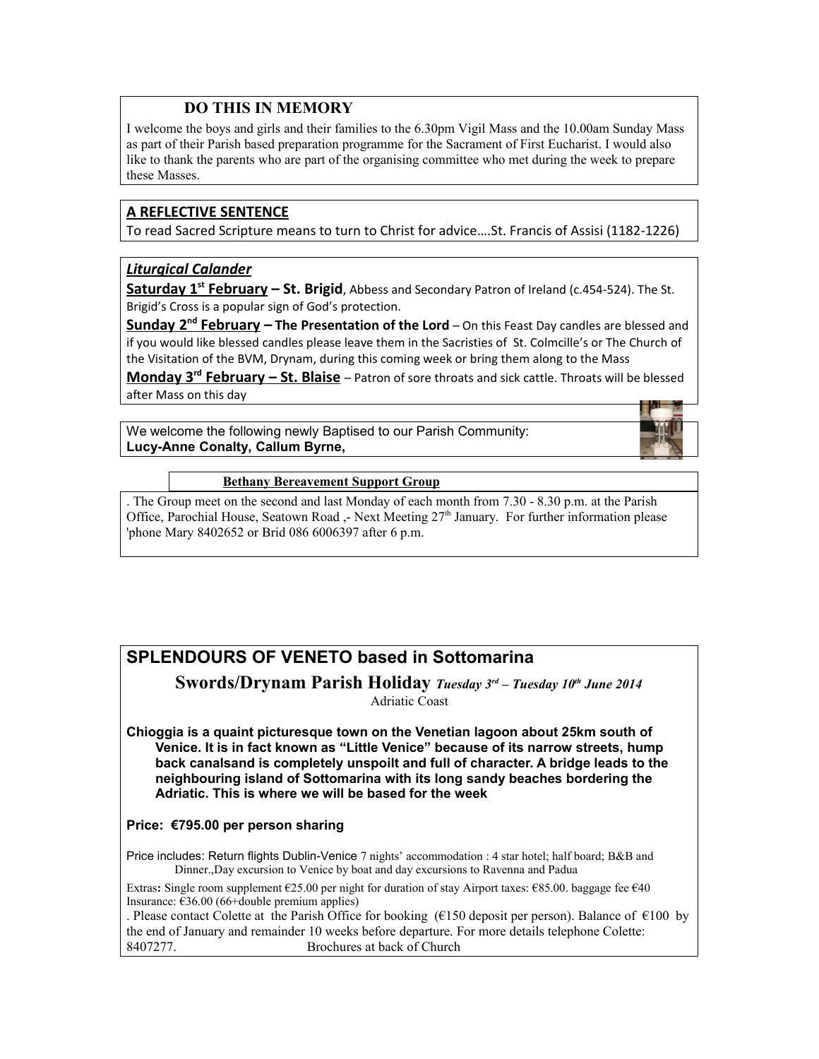## DO THIS IN MEMORY

I welcome the boys and girls and their families to the 6.30pm Vigil Mass and the 10.00am Sunday Mass as part of their Parish based preparation programme for the Sacrament of First Eucharist. I would also like to thank the parents who are part of the organising committee who met during the week to prepare these Masses.

## A REFLECTIVE SENTENCE

To read Sacred Scripture means to turn to Christ for advice….St. Francis of Assisi (1182-1226)

## *Liturgical Calander*

**Saturday 1st February – St. Brigid**, Abbess and Secondary Patron of Ireland (c.454-524). The St. Brigid's Cross is a popular sign of God's protection.

**Sunday 2nd February – The Presentation of the Lord** – On this Feast Day candles are blessed and if you would like blessed candles please leave them in the Sacristies of St. Colmcille's or The Church of the Visitation of the BVM, Drynam, during this coming week or bring them along to the Mass

**Monday 3rd February – St. Blaise** – Patron of sore throats and sick cattle. Throats will be blessed after Mass on this day

We welcome the following newly Baptised to our Parish Community:
**Lucy-Anne Conalty, Callum Byrne,**

## Bethany Bereavement Support Group

. The Group meet on the second and last Monday of each month from 7.30 - 8.30 p.m. at the Parish Office, Parochial House, Seatown Road ,- Next Meeting 27th January. For further information please 'phone Mary 8402652 or Brid 086 6006397 after 6 p.m.

## SPLENDOURS OF VENETO based in Sottomarina

### Swords/Drynam Parish Holiday *Tuesday 3rd – Tuesday 10th June 2014*

Adriatic Coast

**Chioggia is a quaint picturesque town on the Venetian lagoon about 25km south of Venice. It is in fact known as "Little Venice" because of its narrow streets, hump back canalsand is completely unspoilt and full of character. A bridge leads to the neighbouring island of Sottomarina with its long sandy beaches bordering the Adriatic. This is where we will be based for the week**

**Price: €795.00 per person sharing**

Price includes: Return flights Dublin-Venice 7 nights' accommodation : 4 star hotel; half board; B&B and Dinner.,Day excursion to Venice by boat and day excursions to Ravenna and Padua

Extras**:** Single room supplement €25.00 per night for duration of stay Airport taxes: €85.00. baggage fee €40 Insurance: €36.00 (66+double premium applies)

. Please contact Colette at the Parish Office for booking (€150 deposit per person). Balance of €100 by the end of January and remainder 10 weeks before departure. For more details telephone Colette: 8407277. Brochures at back of Church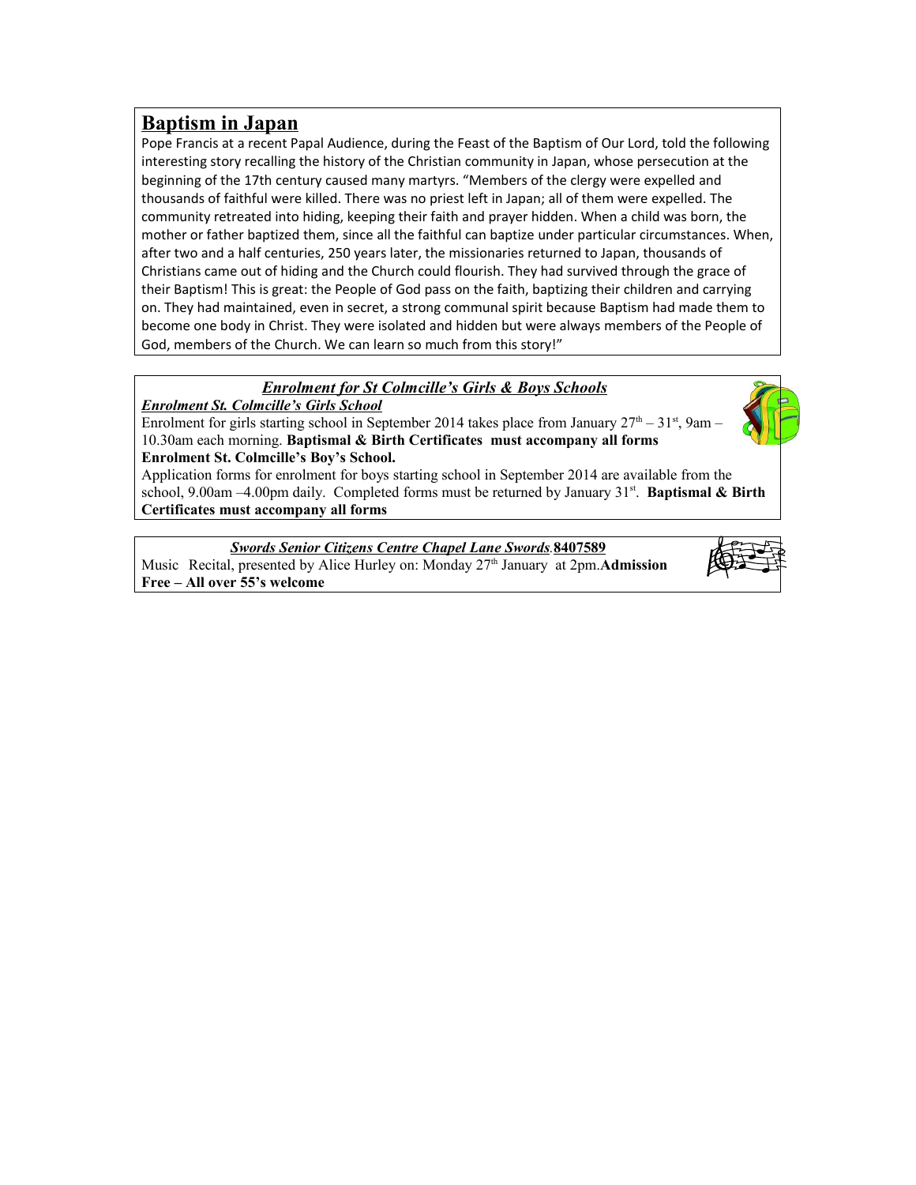## Baptism in Japan

Pope Francis at a recent Papal Audience, during the Feast of the Baptism of Our Lord, told the following interesting story recalling the history of the Christian community in Japan, whose persecution at the beginning of the 17th century caused many martyrs. "Members of the clergy were expelled and thousands of faithful were killed. There was no priest left in Japan; all of them were expelled. The community retreated into hiding, keeping their faith and prayer hidden. When a child was born, the mother or father baptized them, since all the faithful can baptize under particular circumstances. When, after two and a half centuries, 250 years later, the missionaries returned to Japan, thousands of Christians came out of hiding and the Church could flourish. They had survived through the grace of their Baptism! This is great: the People of God pass on the faith, baptizing their children and carrying on. They had maintained, even in secret, a strong communal spirit because Baptism had made them to become one body in Christ. They were isolated and hidden but were always members of the People of God, members of the Church. We can learn so much from this story!"

***Enrolment for St Colmcille's Girls & Boys Schools***

***Enrolment St. Colmcille's Girls School***

Enrolment for girls starting school in September 2014 takes place from January 27th – 31st, 9am – 10.30am each morning. **Baptismal & Birth Certificates must accompany all forms**

**Enrolment St. Colmcille's Boy's School.**

Application forms for enrolment for boys starting school in September 2014 are available from the school, 9.00am –4.00pm daily. Completed forms must be returned by January 31st. **Baptismal & Birth Certificates must accompany all forms**

***Swords Senior Citizens Centre Chapel Lane Swords*.8407589**

Music Recital, presented by Alice Hurley on: Monday 27th January at 2pm.**Admission Free – All over 55's welcome**